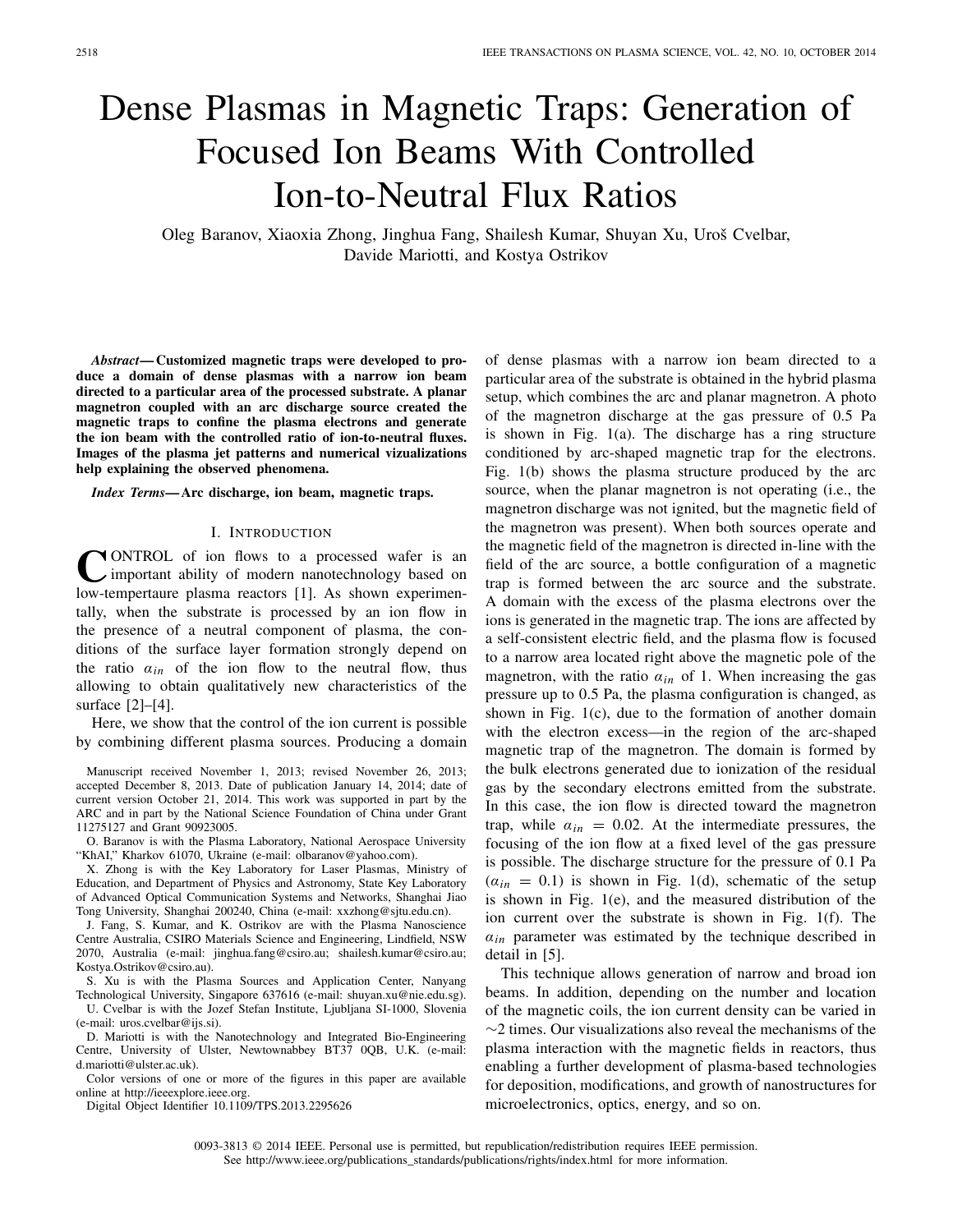# Dense Plasmas in Magnetic Traps: Generation of Focused Ion Beams With Controlled Ion-to-Neutral Flux Ratios

Oleg Baranov, Xiaoxia Zhong, Jinghua Fang, Shailesh Kumar, Shuyan Xu, Uroš Cvelbar, Davide Mariotti, and Kostya Ostrikov

***Abstract*— Customized magnetic traps were developed to produce a domain of dense plasmas with a narrow ion beam directed to a particular area of the processed substrate. A planar magnetron coupled with an arc discharge source created the magnetic traps to confine the plasma electrons and generate the ion beam with the controlled ratio of ion-to-neutral fluxes. Images of the plasma jet patterns and numerical vizualizations help explaining the observed phenomena.**

***Index Terms*— Arc discharge, ion beam, magnetic traps.**

## I. Introduction

CONTROL of ion flows to a processed wafer is an important ability of modern nanotechnology based on low-tempertaure plasma reactors [1]. As shown experimentally, when the substrate is processed by an ion flow in the presence of a neutral component of plasma, the conditions of the surface layer formation strongly depend on the ratio $\alpha_{in}$ of the ion flow to the neutral flow, thus allowing to obtain qualitatively new characteristics of the surface [2]–[4].

Here, we show that the control of the ion current is possible by combining different plasma sources. Producing a domain of dense plasmas with a narrow ion beam directed to a particular area of the substrate is obtained in the hybrid plasma setup, which combines the arc and planar magnetron. A photo of the magnetron discharge at the gas pressure of 0.5 Pa is shown in Fig. 1(a). The discharge has a ring structure conditioned by arc-shaped magnetic trap for the electrons. Fig. 1(b) shows the plasma structure produced by the arc source, when the planar magnetron is not operating (i.e., the magnetron discharge was not ignited, but the magnetic field of the magnetron was present). When both sources operate and the magnetic field of the magnetron is directed in-line with the field of the arc source, a bottle configuration of a magnetic trap is formed between the arc source and the substrate. A domain with the excess of the plasma electrons over the ions is generated in the magnetic trap. The ions are affected by a self-consistent electric field, and the plasma flow is focused to a narrow area located right above the magnetic pole of the magnetron, with the ratio $\alpha_{in}$ of 1. When increasing the gas pressure up to 0.5 Pa, the plasma configuration is changed, as shown in Fig. 1(c), due to the formation of another domain with the electron excess—in the region of the arc-shaped magnetic trap of the magnetron. The domain is formed by the bulk electrons generated due to ionization of the residual gas by the secondary electrons emitted from the substrate. In this case, the ion flow is directed toward the magnetron trap, while $\alpha_{in} = 0.02$. At the intermediate pressures, the focusing of the ion flow at a fixed level of the gas pressure is possible. The discharge structure for the pressure of 0.1 Pa ($\alpha_{in} = 0.1$) is shown in Fig. 1(d), schematic of the setup is shown in Fig. 1(e), and the measured distribution of the ion current over the substrate is shown in Fig. 1(f). The $\alpha_{in}$ parameter was estimated by the technique described in detail in [5].

This technique allows generation of narrow and broad ion beams. In addition, depending on the number and location of the magnetic coils, the ion current density can be varied in ~2 times. Our visualizations also reveal the mechanisms of the plasma interaction with the magnetic fields in reactors, thus enabling a further development of plasma-based technologies for deposition, modifications, and growth of nanostructures for microelectronics, optics, energy, and so on.

Manuscript received November 1, 2013; revised November 26, 2013; accepted December 8, 2013. Date of publication January 14, 2014; date of current version October 21, 2014. This work was supported in part by the ARC and in part by the National Science Foundation of China under Grant 11275127 and Grant 90923005.

O. Baranov is with the Plasma Laboratory, National Aerospace University "KhAI," Kharkov 61070, Ukraine (e-mail: olbaranov@yahoo.com).

X. Zhong is with the Key Laboratory for Laser Plasmas, Ministry of Education, and Department of Physics and Astronomy, State Key Laboratory of Advanced Optical Communication Systems and Networks, Shanghai Jiao Tong University, Shanghai 200240, China (e-mail: xxzhong@sjtu.edu.cn).

J. Fang, S. Kumar, and K. Ostrikov are with the Plasma Nanoscience Centre Australia, CSIRO Materials Science and Engineering, Lindfield, NSW 2070, Australia (e-mail: jinghua.fang@csiro.au; shailesh.kumar@csiro.au; Kostya.Ostrikov@csiro.au).

S. Xu is with the Plasma Sources and Application Center, Nanyang Technological University, Singapore 637616 (e-mail: shuyan.xu@nie.edu.sg).

U. Cvelbar is with the Jozef Stefan Institute, Ljubljana SI-1000, Slovenia (e-mail: uros.cvelbar@ijs.si).

D. Mariotti is with the Nanotechnology and Integrated Bio-Engineering Centre, University of Ulster, Newtownabbey BT37 0QB, U.K. (e-mail: d.mariotti@ulster.ac.uk).

Color versions of one or more of the figures in this paper are available online at http://ieeexplore.ieee.org.

Digital Object Identifier 10.1109/TPS.2013.2295626

0093-3813 © 2014 IEEE. Personal use is permitted, but republication/redistribution requires IEEE permission. See http://www.ieee.org/publications_standards/publications/rights/index.html for more information.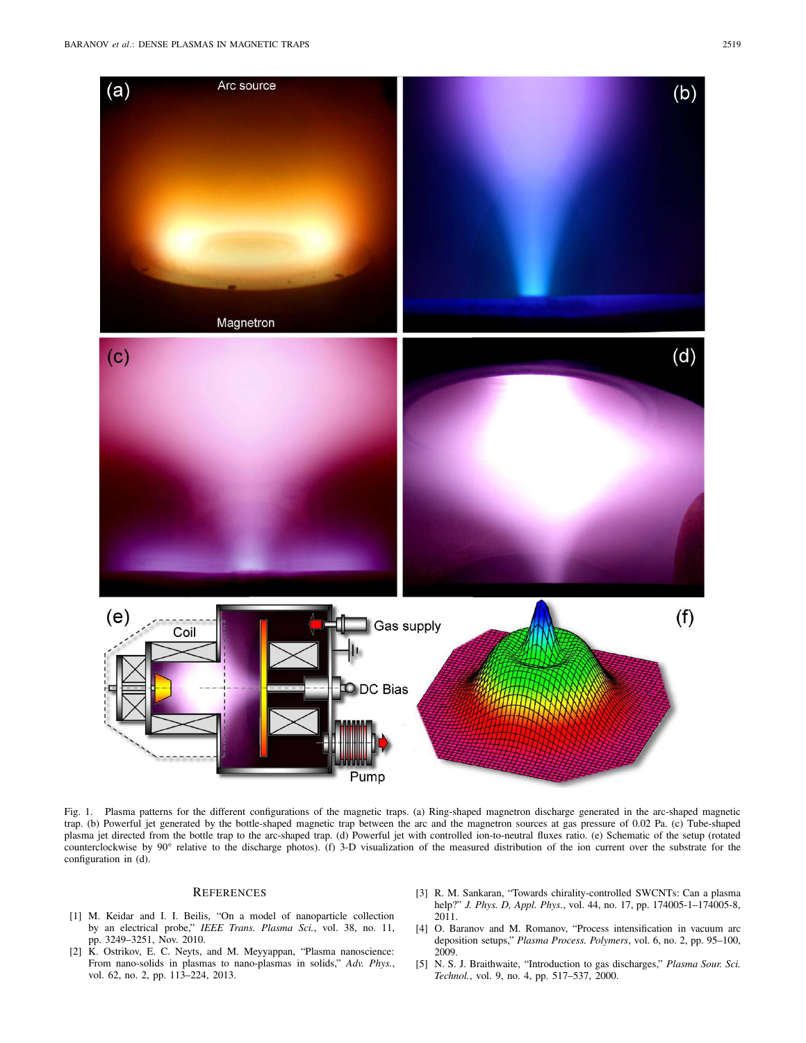Arc source

Magnetron

(a)

(b)

(c)

(d)

(e)

Coil

Gas supply

DC Bias

Pump

(f)

Fig. 1. Plasma patterns for the different configurations of the magnetic traps. (a) Ring-shaped magnetron discharge generated in the arc-shaped magnetic trap. (b) Powerful jet generated by the bottle-shaped magnetic trap between the arc and the magnetron sources at gas pressure of 0.02 Pa. (c) Tube-shaped plasma jet directed from the bottle trap to the arc-shaped trap. (d) Powerful jet with controlled ion-to-neutral fluxes ratio. (e) Schematic of the setup (rotated counterclockwise by 90° relative to the discharge photos). (f) 3-D visualization of the measured distribution of the ion current over the substrate for the configuration in (d).

## References

[1] M. Keidar and I. I. Beilis, "On a model of nanoparticle collection by an electrical probe," *IEEE Trans. Plasma Sci.*, vol. 38, no. 11, pp. 3249–3251, Nov. 2010.

[2] K. Ostrikov, E. C. Neyts, and M. Meyyappan, "Plasma nanoscience: From nano-solids in plasmas to nano-plasmas in solids," *Adv. Phys.*, vol. 62, no. 2, pp. 113–224, 2013.

[3] R. M. Sankaran, "Towards chirality-controlled SWCNTs: Can a plasma help?" *J. Phys. D, Appl. Phys.*, vol. 44, no. 17, pp. 174005-1–174005-8, 2011.

[4] O. Baranov and M. Romanov, "Process intensification in vacuum arc deposition setups," *Plasma Process. Polymers*, vol. 6, no. 2, pp. 95–100, 2009.

[5] N. S. J. Braithwaite, "Introduction to gas discharges," *Plasma Sour. Sci. Technol.*, vol. 9, no. 4, pp. 517–537, 2000.